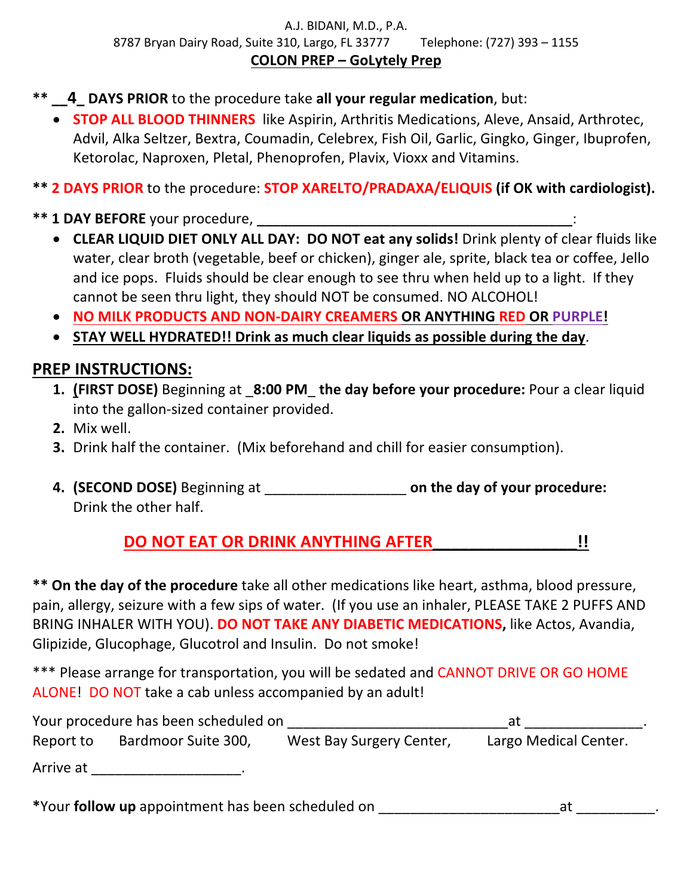A.J. BIDANI, M.D., P.A.

8787 Bryan Dairy Road, Suite 310, Largo, FL 33777 Telephone: (727) 393 – 1155

**COLON PREP – GoLytely Prep**

**** __4_ DAYS PRIOR** to the procedure take **all your regular medication**, but:

- **STOP ALL BLOOD THINNERS** like Aspirin, Arthritis Medications, Aleve, Ansaid, Arthrotec, Advil, Alka Seltzer, Bextra, Coumadin, Celebrex, Fish Oil, Garlic, Gingko, Ginger, Ibuprofen, Ketorolac, Naproxen, Pletal, Phenoprofen, Plavix, Vioxx and Vitamins.

**** 2 DAYS PRIOR** to the procedure: **STOP XARELTO/PRADAXA/ELIQUIS (if OK with cardiologist).**

**** 1 DAY BEFORE** your procedure, ________________________________________:

- **CLEAR LIQUID DIET ONLY ALL DAY: DO NOT eat any solids!** Drink plenty of clear fluids like water, clear broth (vegetable, beef or chicken), ginger ale, sprite, black tea or coffee, Jello and ice pops. Fluids should be clear enough to see thru when held up to a light. If they cannot be seen thru light, they should NOT be consumed. NO ALCOHOL!
- **NO MILK PRODUCTS AND NON-DAIRY CREAMERS OR ANYTHING RED OR PURPLE!**
- **STAY WELL HYDRATED!! Drink as much clear liquids as possible during the day.**

## PREP INSTRUCTIONS:

1. **(FIRST DOSE)** Beginning at **_8:00 PM_ the day before your procedure:** Pour a clear liquid into the gallon-sized container provided.
2. Mix well.
3. Drink half the container. (Mix beforehand and chill for easier consumption).
4. **(SECOND DOSE)** Beginning at _________________ **on the day of your procedure:** Drink the other half.

**DO NOT EAT OR DRINK ANYTHING AFTER________________!!**

**** On the day of the procedure** take all other medications like heart, asthma, blood pressure, pain, allergy, seizure with a few sips of water. (If you use an inhaler, PLEASE TAKE 2 PUFFS AND BRING INHALER WITH YOU). **DO NOT TAKE ANY DIABETIC MEDICATIONS,** like Actos, Avandia, Glipizide, Glucophage, Glucotrol and Insulin. Do not smoke!

*** Please arrange for transportation, you will be sedated and CANNOT DRIVE OR GO HOME ALONE! DO NOT take a cab unless accompanied by an adult!

Your procedure has been scheduled on ___________________________at ______________.

Report to Bardmoor Suite 300, West Bay Surgery Center, Largo Medical Center.

Arrive at ___________________.

*Your **follow up** appointment has been scheduled on ______________________at __________.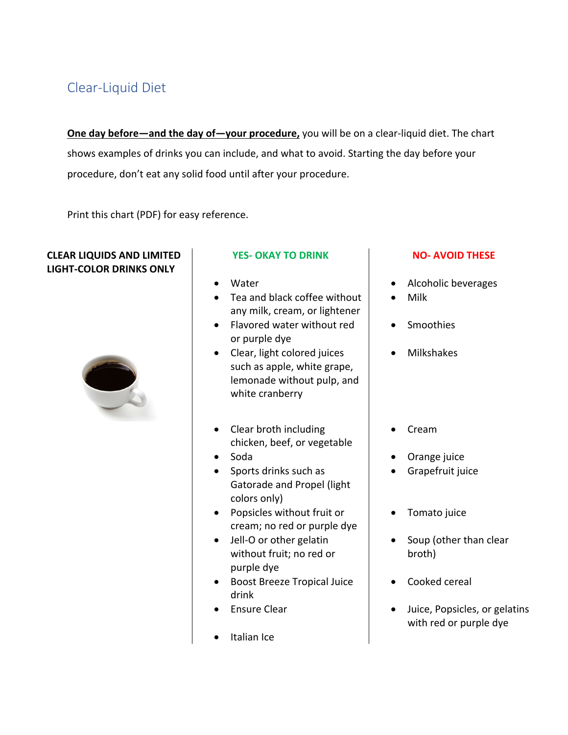## Clear-Liquid Diet

**One day before—and the day of—your procedure,** you will be on a clear-liquid diet. The chart shows examples of drinks you can include, and what to avoid. Starting the day before your procedure, don't eat any solid food until after your procedure.

Print this chart (PDF) for easy reference.

| CLEAR LIQUIDS AND LIMITED LIGHT-COLOR DRINKS ONLY | YES- OKAY TO DRINK | NO- AVOID THESE |
|---|---|---|
| | • Water<br>• Tea and black coffee without any milk, cream, or lightener<br>• Flavored water without red or purple dye<br>• Clear, light colored juices such as apple, white grape, lemonade without pulp, and white cranberry | • Alcoholic beverages<br>• Milk<br>• Smoothies<br>• Milkshakes |
| | • Clear broth including chicken, beef, or vegetable<br>• Soda<br>• Sports drinks such as Gatorade and Propel (light colors only)<br>• Popsicles without fruit or cream; no red or purple dye<br>• Jell-O or other gelatin without fruit; no red or purple dye<br>• Boost Breeze Tropical Juice drink<br>• Ensure Clear<br>• Italian Ice | • Cream<br>• Orange juice<br>• Grapefruit juice<br>• Tomato juice<br>• Soup (other than clear broth)<br>• Cooked cereal<br>• Juice, Popsicles, or gelatins with red or purple dye |